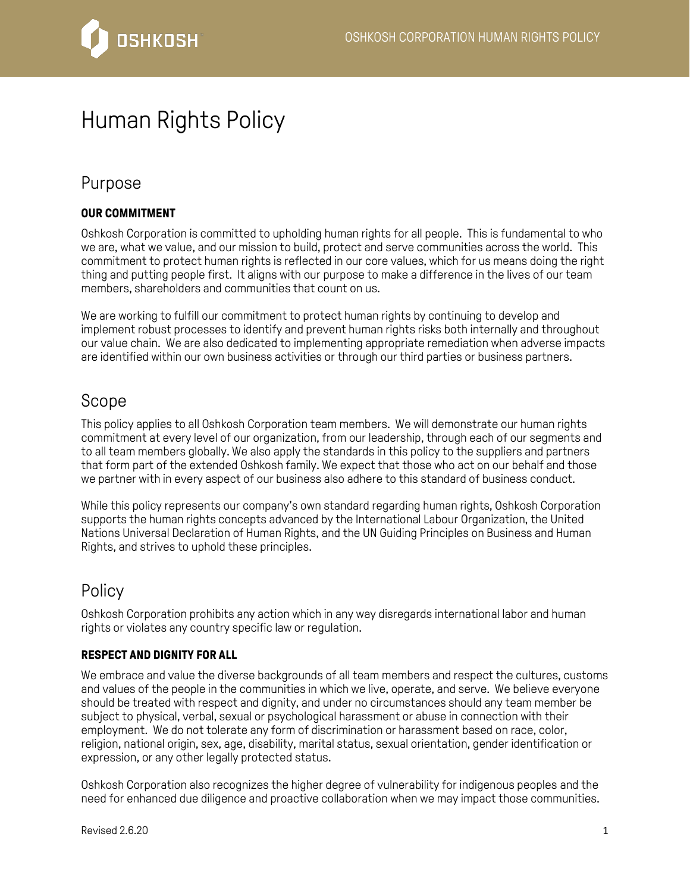# Human Rights Policy

## Purpose

### OUR COMMITMENT

Oshkosh Corporation is committed to upholding human rights for all people. This is fundamental to who we are, what we value, and our mission to build, protect and serve communities across the world. This commitment to protect human rights is reflected in our core values, which for us means doing the right thing and putting people first. It aligns with our purpose to make a difference in the lives of our team members, shareholders and communities that count on us.

We are working to fulfill our commitment to protect human rights by continuing to develop and implement robust processes to identify and prevent human rights risks both internally and throughout our value chain. We are also dedicated to implementing appropriate remediation when adverse impacts are identified within our own business activities or through our third parties or business partners.

## Scope

This policy applies to all Oshkosh Corporation team members. We will demonstrate our human rights commitment at every level of our organization, from our leadership, through each of our segments and to all team members globally. We also apply the standards in this policy to the suppliers and partners that form part of the extended Oshkosh family. We expect that those who act on our behalf and those we partner with in every aspect of our business also adhere to this standard of business conduct.

While this policy represents our company's own standard regarding human rights, Oshkosh Corporation supports the human rights concepts advanced by the International Labour Organization, the United Nations Universal Declaration of Human Rights, and the UN Guiding Principles on Business and Human Rights, and strives to uphold these principles.

## Policy

Oshkosh Corporation prohibits any action which in any way disregards international labor and human rights or violates any country specific law or regulation.

### RESPECT AND DIGNITY FOR ALL

We embrace and value the diverse backgrounds of all team members and respect the cultures, customs and values of the people in the communities in which we live, operate, and serve. We believe everyone should be treated with respect and dignity, and under no circumstances should any team member be subject to physical, verbal, sexual or psychological harassment or abuse in connection with their employment. We do not tolerate any form of discrimination or harassment based on race, color, religion, national origin, sex, age, disability, marital status, sexual orientation, gender identification or expression, or any other legally protected status.

Oshkosh Corporation also recognizes the higher degree of vulnerability for indigenous peoples and the need for enhanced due diligence and proactive collaboration when we may impact those communities.

Revised 2.6.20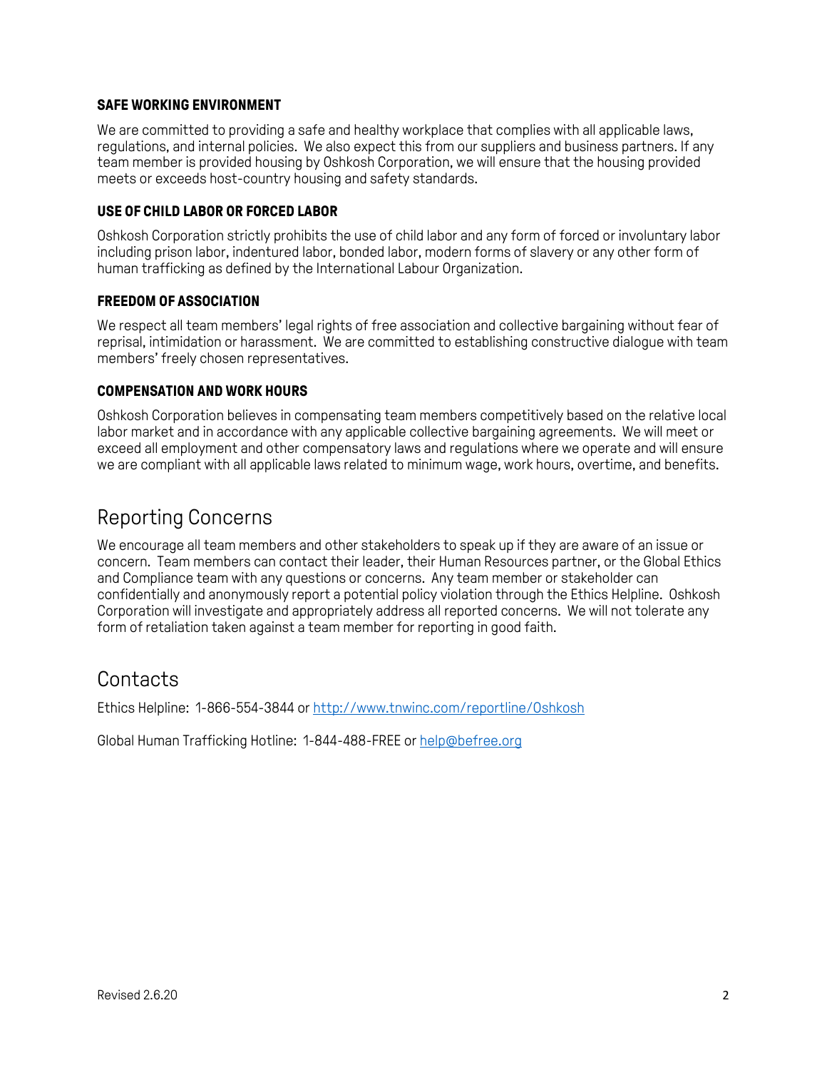### SAFE WORKING ENVIRONMENT

We are committed to providing a safe and healthy workplace that complies with all applicable laws, regulations, and internal policies. We also expect this from our suppliers and business partners. If any team member is provided housing by Oshkosh Corporation, we will ensure that the housing provided meets or exceeds host-country housing and safety standards.

### USE OF CHILD LABOR OR FORCED LABOR

Oshkosh Corporation strictly prohibits the use of child labor and any form of forced or involuntary labor including prison labor, indentured labor, bonded labor, modern forms of slavery or any other form of human trafficking as defined by the International Labour Organization.

### FREEDOM OF ASSOCIATION

We respect all team members' legal rights of free association and collective bargaining without fear of reprisal, intimidation or harassment. We are committed to establishing constructive dialogue with team members' freely chosen representatives.

### COMPENSATION AND WORK HOURS

Oshkosh Corporation believes in compensating team members competitively based on the relative local labor market and in accordance with any applicable collective bargaining agreements. We will meet or exceed all employment and other compensatory laws and regulations where we operate and will ensure we are compliant with all applicable laws related to minimum wage, work hours, overtime, and benefits.

## Reporting Concerns

We encourage all team members and other stakeholders to speak up if they are aware of an issue or concern. Team members can contact their leader, their Human Resources partner, or the Global Ethics and Compliance team with any questions or concerns. Any team member or stakeholder can confidentially and anonymously report a potential policy violation through the Ethics Helpline. Oshkosh Corporation will investigate and appropriately address all reported concerns. We will not tolerate any form of retaliation taken against a team member for reporting in good faith.

## Contacts

Ethics Helpline: 1-866-554-3844 or http://www.tnwinc.com/reportline/Oshkosh

Global Human Trafficking Hotline: 1-844-488-FREE or help@befree.org

Revised 2.6.20